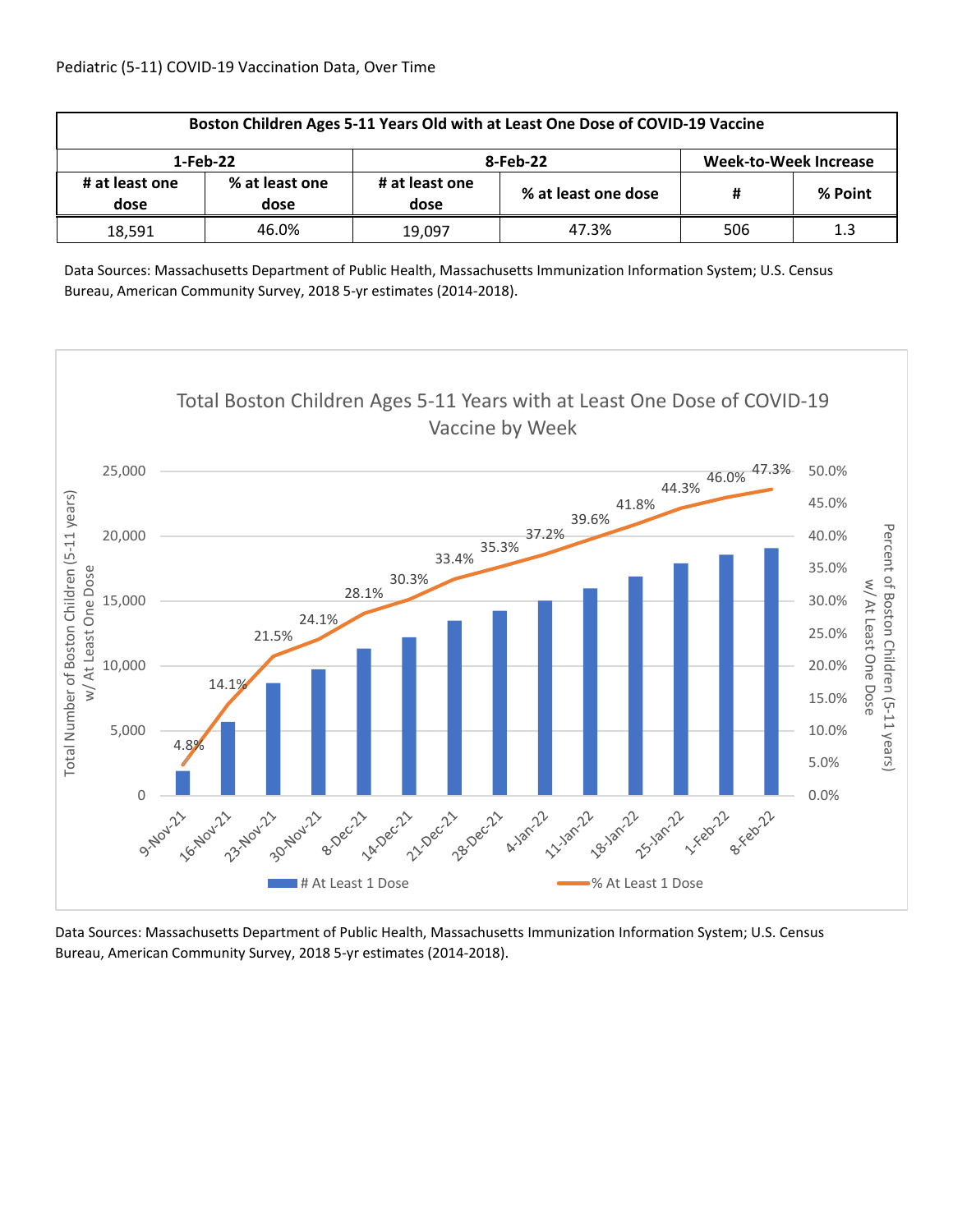Pediatric (5-11) COVID-19 Vaccination Data, Over Time

| Boston Children Ages 5-11 Years Old with at Least One Dose of COVID-19 Vaccine | | | | | |
|---|---|---|---|---|---|
| 1-Feb-22 | | 8-Feb-22 | | Week-to-Week Increase | |
| # at least one dose | % at least one dose | # at least one dose | % at least one dose | # | % Point |
| 18,591 | 46.0% | 19,097 | 47.3% | 506 | 1.3 |

Data Sources: Massachusetts Department of Public Health, Massachusetts Immunization Information System; U.S. Census Bureau, American Community Survey, 2018 5-yr estimates (2014-2018).

Total Boston Children Ages 5-11 Years with at Least One Dose of COVID-19 Vaccine by Week

| Week | % At Least 1 Dose |
|---|---|
| 9-Nov-21 | 4.8% |
| 16-Nov-21 | 14.1% |
| 23-Nov-21 | 21.5% |
| 30-Nov-21 | 24.1% |
| 8-Dec-21 | 28.1% |
| 14-Dec-21 | 30.3% |
| 21-Dec-21 | 33.4% |
| 28-Dec-21 | 35.3% |
| 4-Jan-22 | 37.2% |
| 11-Jan-22 | 39.6% |
| 18-Jan-22 | 41.8% |
| 25-Jan-22 | 44.3% |
| 1-Feb-22 | 46.0% |
| 8-Feb-22 | 47.3% |

Left axis: Total Number of Boston Children (5-11 years) w/ At Least One Dose (0 – 25,000). Right axis: Percent of Boston Children (5-11 years) w/ At Least One Dose (0.0% – 50.0%). Legend: # At Least 1 Dose; % At Least 1 Dose.

Data Sources: Massachusetts Department of Public Health, Massachusetts Immunization Information System; U.S. Census Bureau, American Community Survey, 2018 5-yr estimates (2014-2018).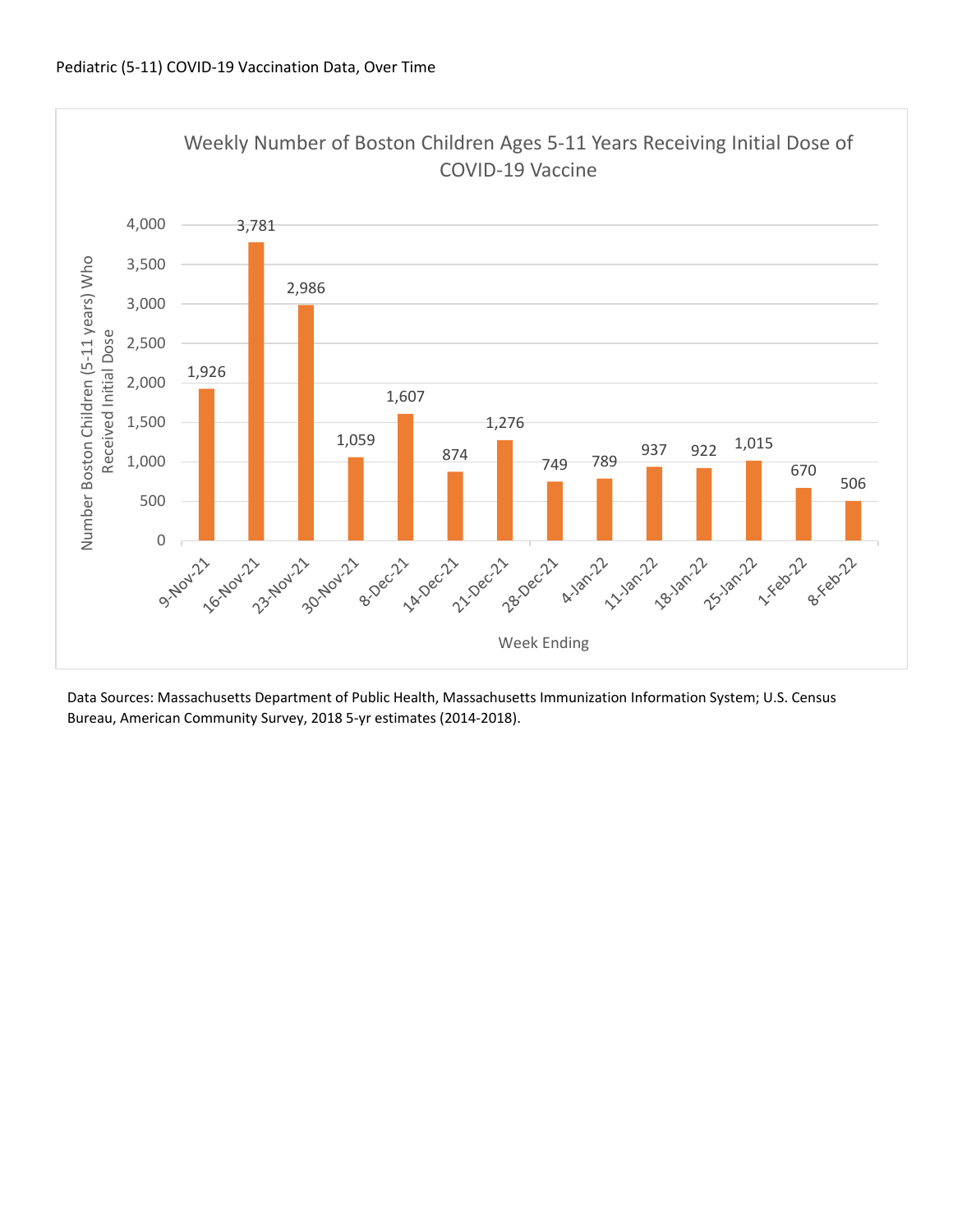Pediatric (5-11) COVID-19 Vaccination Data, Over Time

**Weekly Number of Boston Children Ages 5-11 Years Receiving Initial Dose of COVID-19 Vaccine**

| Week Ending | Number Boston Children (5-11 years) Who Received Initial Dose |
| --- | --- |
| 9-Nov-21 | 1,926 |
| 16-Nov-21 | 3,781 |
| 23-Nov-21 | 2,986 |
| 30-Nov-21 | 1,059 |
| 8-Dec-21 | 1,607 |
| 14-Dec-21 | 874 |
| 21-Dec-21 | 1,276 |
| 28-Dec-21 | 749 |
| 4-Jan-22 | 789 |
| 11-Jan-22 | 937 |
| 18-Jan-22 | 922 |
| 25-Jan-22 | 1,015 |
| 1-Feb-22 | 670 |
| 8-Feb-22 | 506 |

Data Sources: Massachusetts Department of Public Health, Massachusetts Immunization Information System; U.S. Census Bureau, American Community Survey, 2018 5-yr estimates (2014-2018).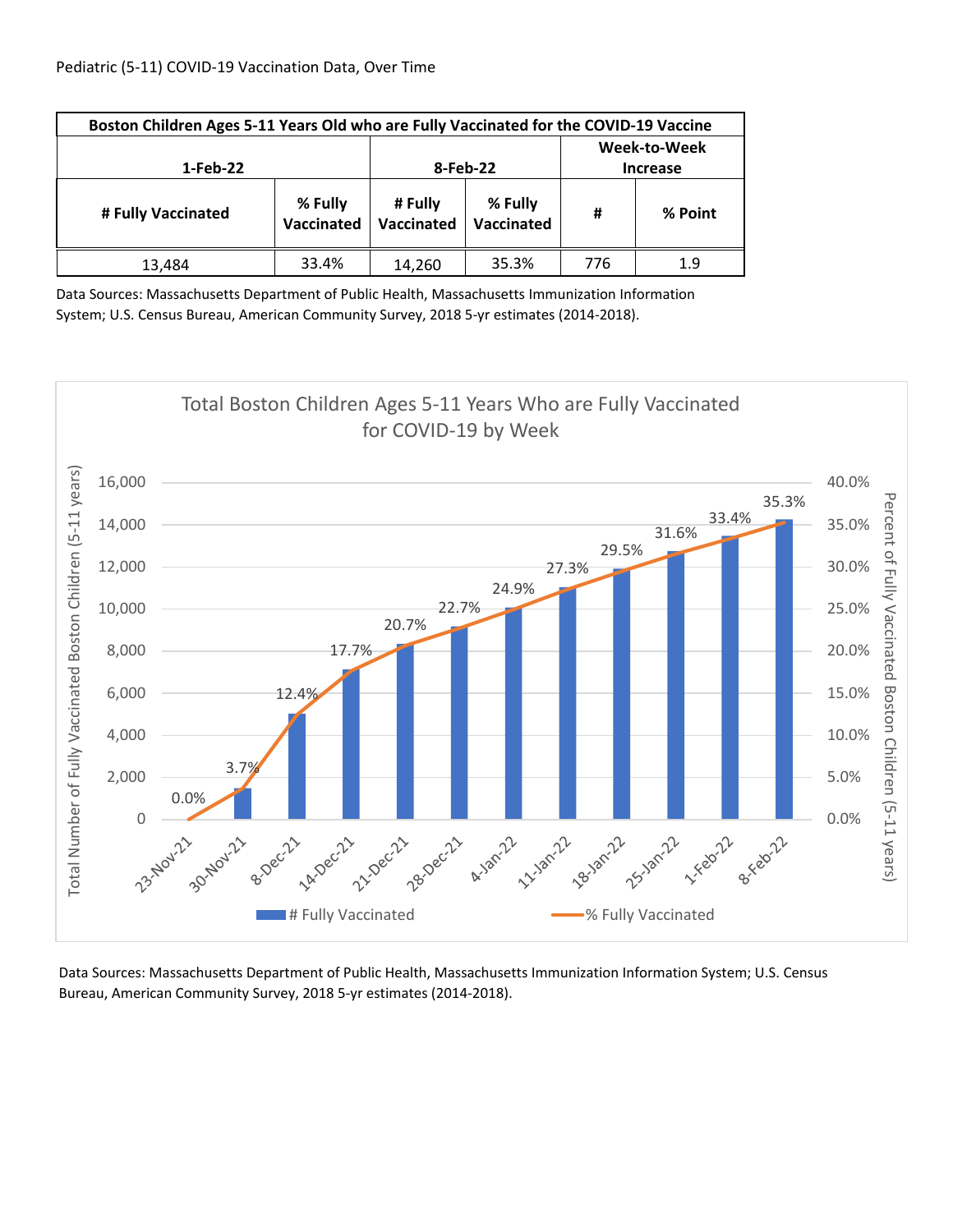Pediatric (5-11) COVID-19 Vaccination Data, Over Time

| Boston Children Ages 5-11 Years Old who are Fully Vaccinated for the COVID-19 Vaccine | | | | | |
|---|---|---|---|---|---|
| 1-Feb-22 | | 8-Feb-22 | | Week-to-Week Increase | |
| # Fully Vaccinated | % Fully Vaccinated | # Fully Vaccinated | % Fully Vaccinated | # | % Point |
| 13,484 | 33.4% | 14,260 | 35.3% | 776 | 1.9 |

Data Sources: Massachusetts Department of Public Health, Massachusetts Immunization Information System; U.S. Census Bureau, American Community Survey, 2018 5-yr estimates (2014-2018).

**Total Boston Children Ages 5-11 Years Who are Fully Vaccinated for COVID-19 by Week**

| Week | % Fully Vaccinated |
|---|---|
| 23-Nov-21 | 0.0% |
| 30-Nov-21 | 3.7% |
| 8-Dec-21 | 12.4% |
| 14-Dec-21 | 17.7% |
| 21-Dec-21 | 20.7% |
| 28-Dec-21 | 22.7% |
| 4-Jan-22 | 24.9% |
| 11-Jan-22 | 27.3% |
| 18-Jan-22 | 29.5% |
| 25-Jan-22 | 31.6% |
| 1-Feb-22 | 33.4% |
| 8-Feb-22 | 35.3% |

Data Sources: Massachusetts Department of Public Health, Massachusetts Immunization Information System; U.S. Census Bureau, American Community Survey, 2018 5-yr estimates (2014-2018).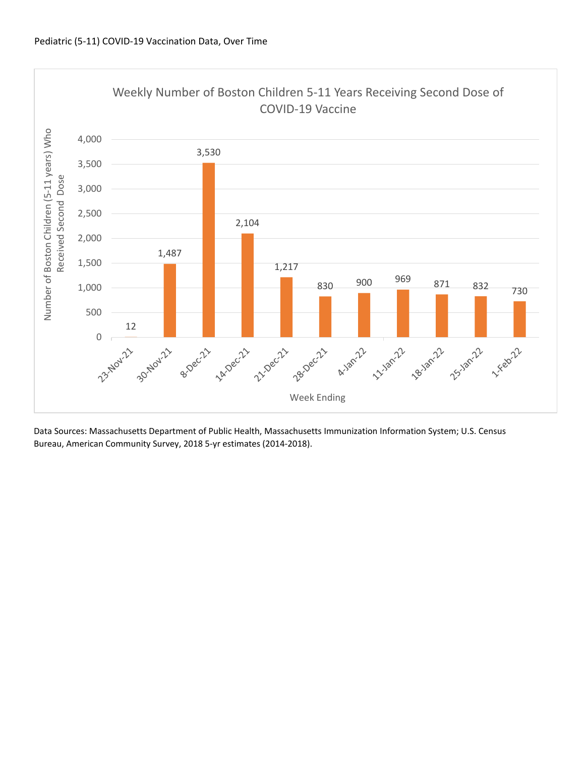Pediatric (5-11) COVID-19 Vaccination Data, Over Time

**Weekly Number of Boston Children 5-11 Years Receiving Second Dose of COVID-19 Vaccine**

| Week Ending | Number of Boston Children (5-11 years) Who Received Second Dose |
|---|---|
| 23-Nov-21 | 12 |
| 30-Nov-21 | 1,487 |
| 8-Dec-21 | 3,530 |
| 14-Dec-21 | 2,104 |
| 21-Dec-21 | 1,217 |
| 28-Dec-21 | 830 |
| 4-Jan-22 | 900 |
| 11-Jan-22 | 969 |
| 18-Jan-22 | 871 |
| 25-Jan-22 | 832 |
| 1-Feb-22 | 730 |

Data Sources: Massachusetts Department of Public Health, Massachusetts Immunization Information System; U.S. Census Bureau, American Community Survey, 2018 5-yr estimates (2014-2018).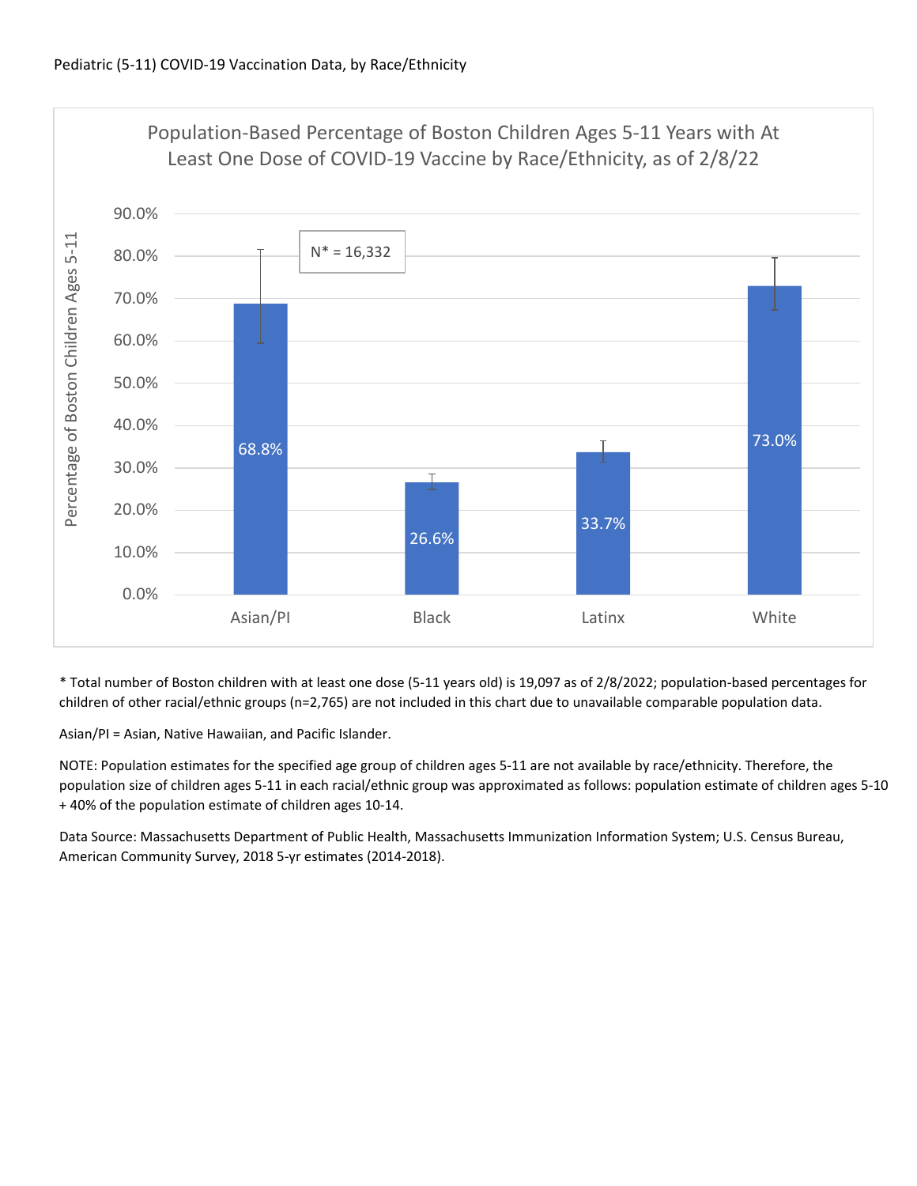Pediatric (5-11) COVID-19 Vaccination Data, by Race/Ethnicity

## Population-Based Percentage of Boston Children Ages 5-11 Years with At Least One Dose of COVID-19 Vaccine by Race/Ethnicity, as of 2/8/22

N* = 16,332

| Race/Ethnicity | Percentage of Boston Children Ages 5-11 |
| --- | --- |
| Asian/PI | 68.8% |
| Black | 26.6% |
| Latinx | 33.7% |
| White | 73.0% |

* Total number of Boston children with at least one dose (5-11 years old) is 19,097 as of 2/8/2022; population-based percentages for children of other racial/ethnic groups (n=2,765) are not included in this chart due to unavailable comparable population data.

Asian/PI = Asian, Native Hawaiian, and Pacific Islander.

NOTE: Population estimates for the specified age group of children ages 5-11 are not available by race/ethnicity. Therefore, the population size of children ages 5-11 in each racial/ethnic group was approximated as follows: population estimate of children ages 5-10 + 40% of the population estimate of children ages 10-14.

Data Source: Massachusetts Department of Public Health, Massachusetts Immunization Information System; U.S. Census Bureau, American Community Survey, 2018 5-yr estimates (2014-2018).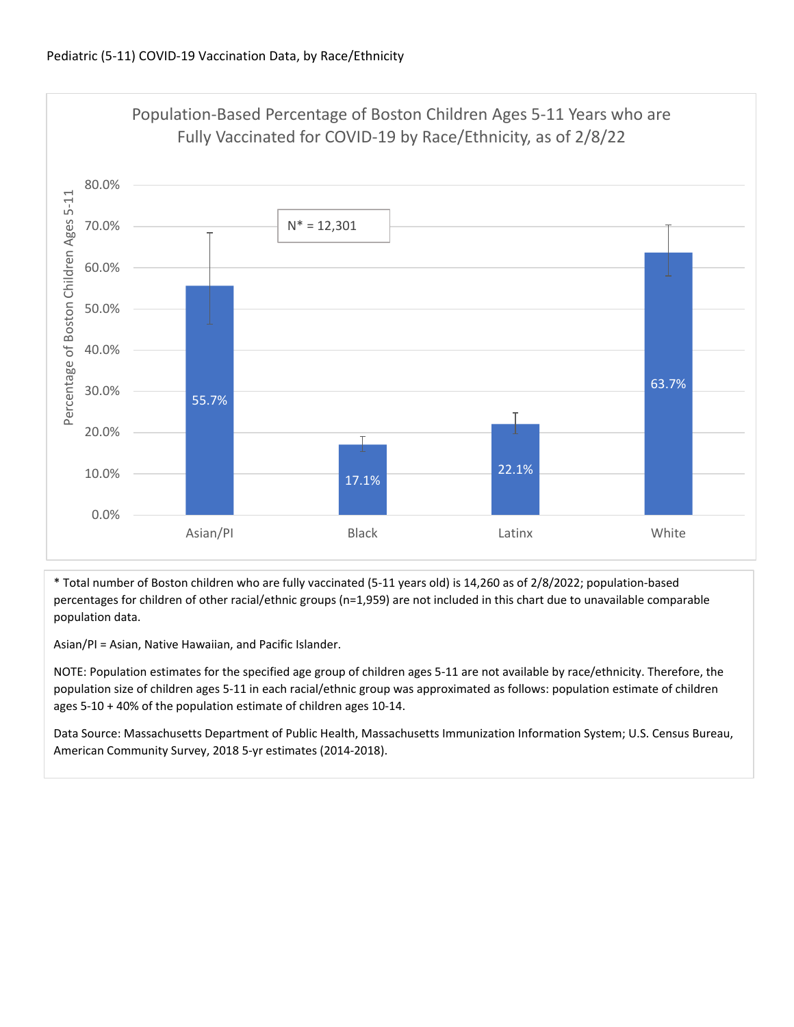Pediatric (5-11) COVID-19 Vaccination Data, by Race/Ethnicity

**Population-Based Percentage of Boston Children Ages 5-11 Years who are Fully Vaccinated for COVID-19 by Race/Ethnicity, as of 2/8/22**

N* = 12,301

| Race/Ethnicity | Percentage of Boston Children Ages 5-11 |
|---|---|
| Asian/PI | 55.7% |
| Black | 17.1% |
| Latinx | 22.1% |
| White | 63.7% |

* Total number of Boston children who are fully vaccinated (5-11 years old) is 14,260 as of 2/8/2022; population-based percentages for children of other racial/ethnic groups (n=1,959) are not included in this chart due to unavailable comparable population data.

Asian/PI = Asian, Native Hawaiian, and Pacific Islander.

NOTE: Population estimates for the specified age group of children ages 5-11 are not available by race/ethnicity. Therefore, the population size of children ages 5-11 in each racial/ethnic group was approximated as follows: population estimate of children ages 5-10 + 40% of the population estimate of children ages 10-14.

Data Source: Massachusetts Department of Public Health, Massachusetts Immunization Information System; U.S. Census Bureau, American Community Survey, 2018 5-yr estimates (2014-2018).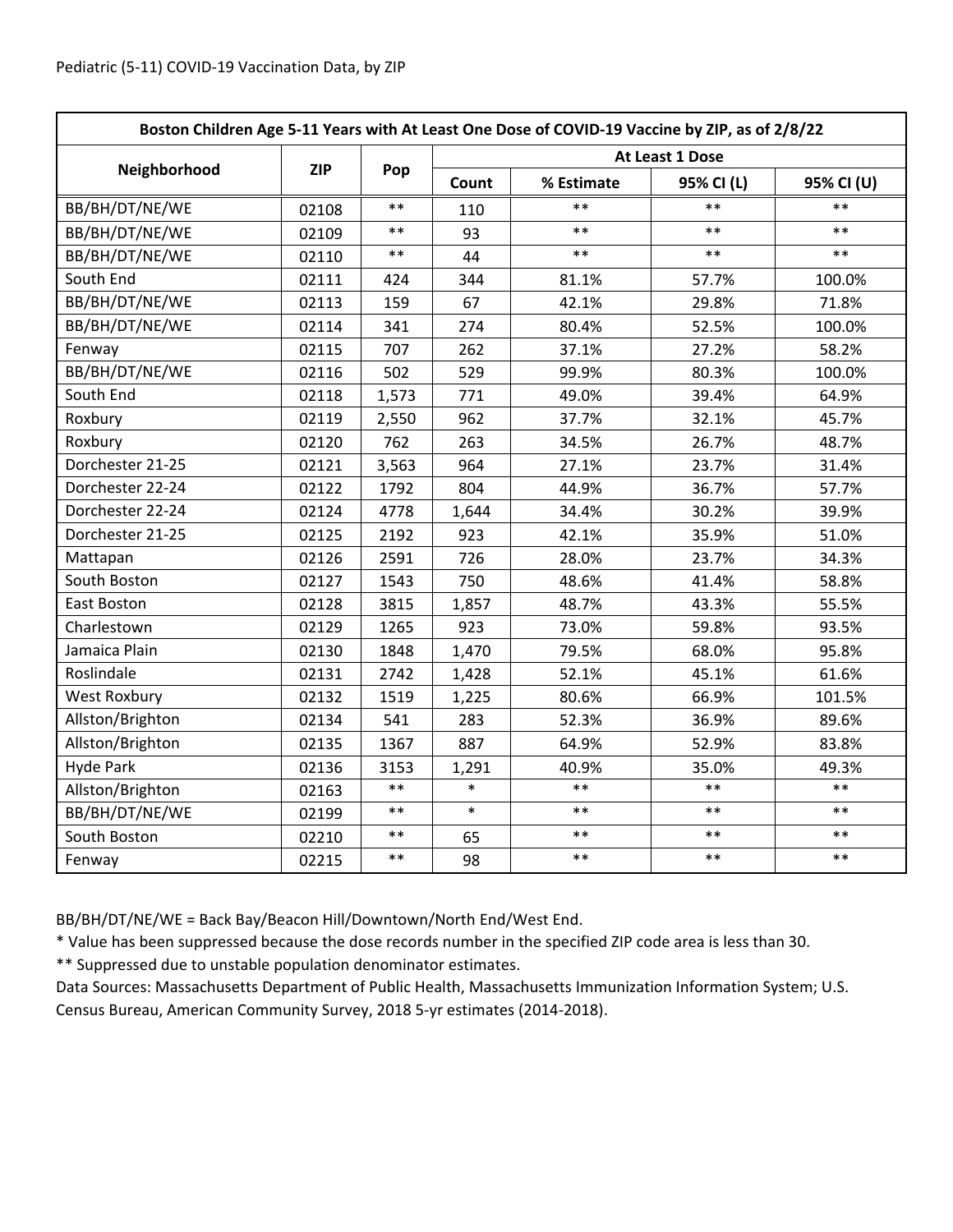Pediatric (5-11) COVID-19 Vaccination Data, by ZIP

| Boston Children Age 5-11 Years with At Least One Dose of COVID-19 Vaccine by ZIP, as of 2/8/22 | | | | | | |
|---|---|---|---|---|---|---|
| Neighborhood | ZIP | Pop | At Least 1 Dose | | | |
| | | | Count | % Estimate | 95% CI (L) | 95% CI (U) |
| BB/BH/DT/NE/WE | 02108 | ** | 110 | ** | ** | ** |
| BB/BH/DT/NE/WE | 02109 | ** | 93 | ** | ** | ** |
| BB/BH/DT/NE/WE | 02110 | ** | 44 | ** | ** | ** |
| South End | 02111 | 424 | 344 | 81.1% | 57.7% | 100.0% |
| BB/BH/DT/NE/WE | 02113 | 159 | 67 | 42.1% | 29.8% | 71.8% |
| BB/BH/DT/NE/WE | 02114 | 341 | 274 | 80.4% | 52.5% | 100.0% |
| Fenway | 02115 | 707 | 262 | 37.1% | 27.2% | 58.2% |
| BB/BH/DT/NE/WE | 02116 | 502 | 529 | 99.9% | 80.3% | 100.0% |
| South End | 02118 | 1,573 | 771 | 49.0% | 39.4% | 64.9% |
| Roxbury | 02119 | 2,550 | 962 | 37.7% | 32.1% | 45.7% |
| Roxbury | 02120 | 762 | 263 | 34.5% | 26.7% | 48.7% |
| Dorchester 21-25 | 02121 | 3,563 | 964 | 27.1% | 23.7% | 31.4% |
| Dorchester 22-24 | 02122 | 1792 | 804 | 44.9% | 36.7% | 57.7% |
| Dorchester 22-24 | 02124 | 4778 | 1,644 | 34.4% | 30.2% | 39.9% |
| Dorchester 21-25 | 02125 | 2192 | 923 | 42.1% | 35.9% | 51.0% |
| Mattapan | 02126 | 2591 | 726 | 28.0% | 23.7% | 34.3% |
| South Boston | 02127 | 1543 | 750 | 48.6% | 41.4% | 58.8% |
| East Boston | 02128 | 3815 | 1,857 | 48.7% | 43.3% | 55.5% |
| Charlestown | 02129 | 1265 | 923 | 73.0% | 59.8% | 93.5% |
| Jamaica Plain | 02130 | 1848 | 1,470 | 79.5% | 68.0% | 95.8% |
| Roslindale | 02131 | 2742 | 1,428 | 52.1% | 45.1% | 61.6% |
| West Roxbury | 02132 | 1519 | 1,225 | 80.6% | 66.9% | 101.5% |
| Allston/Brighton | 02134 | 541 | 283 | 52.3% | 36.9% | 89.6% |
| Allston/Brighton | 02135 | 1367 | 887 | 64.9% | 52.9% | 83.8% |
| Hyde Park | 02136 | 3153 | 1,291 | 40.9% | 35.0% | 49.3% |
| Allston/Brighton | 02163 | ** | * | ** | ** | ** |
| BB/BH/DT/NE/WE | 02199 | ** | * | ** | ** | ** |
| South Boston | 02210 | ** | 65 | ** | ** | ** |
| Fenway | 02215 | ** | 98 | ** | ** | ** |

BB/BH/DT/NE/WE = Back Bay/Beacon Hill/Downtown/North End/West End.

* Value has been suppressed because the dose records number in the specified ZIP code area is less than 30.

** Suppressed due to unstable population denominator estimates.

Data Sources: Massachusetts Department of Public Health, Massachusetts Immunization Information System; U.S. Census Bureau, American Community Survey, 2018 5-yr estimates (2014-2018).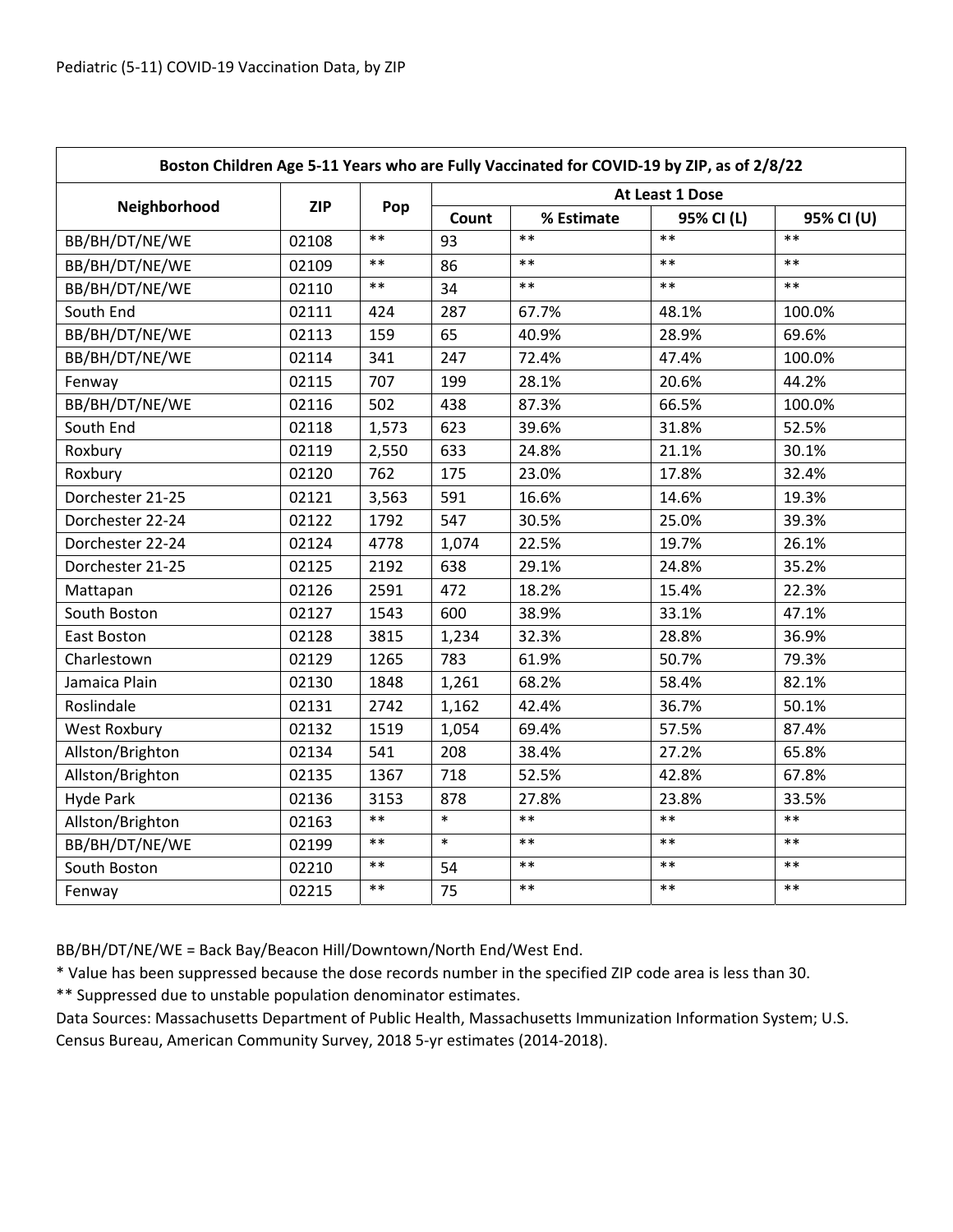Pediatric (5-11) COVID-19 Vaccination Data, by ZIP

| Boston Children Age 5-11 Years who are Fully Vaccinated for COVID-19 by ZIP, as of 2/8/22 | | | | | | |
|---|---|---|---|---|---|---|
| Neighborhood | ZIP | Pop | At Least 1 Dose | | | |
| | | | Count | % Estimate | 95% CI (L) | 95% CI (U) |
| BB/BH/DT/NE/WE | 02108 | ** | 93 | ** | ** | ** |
| BB/BH/DT/NE/WE | 02109 | ** | 86 | ** | ** | ** |
| BB/BH/DT/NE/WE | 02110 | ** | 34 | ** | ** | ** |
| South End | 02111 | 424 | 287 | 67.7% | 48.1% | 100.0% |
| BB/BH/DT/NE/WE | 02113 | 159 | 65 | 40.9% | 28.9% | 69.6% |
| BB/BH/DT/NE/WE | 02114 | 341 | 247 | 72.4% | 47.4% | 100.0% |
| Fenway | 02115 | 707 | 199 | 28.1% | 20.6% | 44.2% |
| BB/BH/DT/NE/WE | 02116 | 502 | 438 | 87.3% | 66.5% | 100.0% |
| South End | 02118 | 1,573 | 623 | 39.6% | 31.8% | 52.5% |
| Roxbury | 02119 | 2,550 | 633 | 24.8% | 21.1% | 30.1% |
| Roxbury | 02120 | 762 | 175 | 23.0% | 17.8% | 32.4% |
| Dorchester 21-25 | 02121 | 3,563 | 591 | 16.6% | 14.6% | 19.3% |
| Dorchester 22-24 | 02122 | 1792 | 547 | 30.5% | 25.0% | 39.3% |
| Dorchester 22-24 | 02124 | 4778 | 1,074 | 22.5% | 19.7% | 26.1% |
| Dorchester 21-25 | 02125 | 2192 | 638 | 29.1% | 24.8% | 35.2% |
| Mattapan | 02126 | 2591 | 472 | 18.2% | 15.4% | 22.3% |
| South Boston | 02127 | 1543 | 600 | 38.9% | 33.1% | 47.1% |
| East Boston | 02128 | 3815 | 1,234 | 32.3% | 28.8% | 36.9% |
| Charlestown | 02129 | 1265 | 783 | 61.9% | 50.7% | 79.3% |
| Jamaica Plain | 02130 | 1848 | 1,261 | 68.2% | 58.4% | 82.1% |
| Roslindale | 02131 | 2742 | 1,162 | 42.4% | 36.7% | 50.1% |
| West Roxbury | 02132 | 1519 | 1,054 | 69.4% | 57.5% | 87.4% |
| Allston/Brighton | 02134 | 541 | 208 | 38.4% | 27.2% | 65.8% |
| Allston/Brighton | 02135 | 1367 | 718 | 52.5% | 42.8% | 67.8% |
| Hyde Park | 02136 | 3153 | 878 | 27.8% | 23.8% | 33.5% |
| Allston/Brighton | 02163 | ** | * | ** | ** | ** |
| BB/BH/DT/NE/WE | 02199 | ** | * | ** | ** | ** |
| South Boston | 02210 | ** | 54 | ** | ** | ** |
| Fenway | 02215 | ** | 75 | ** | ** | ** |

BB/BH/DT/NE/WE = Back Bay/Beacon Hill/Downtown/North End/West End.

* Value has been suppressed because the dose records number in the specified ZIP code area is less than 30.

** Suppressed due to unstable population denominator estimates.

Data Sources: Massachusetts Department of Public Health, Massachusetts Immunization Information System; U.S. Census Bureau, American Community Survey, 2018 5-yr estimates (2014-2018).